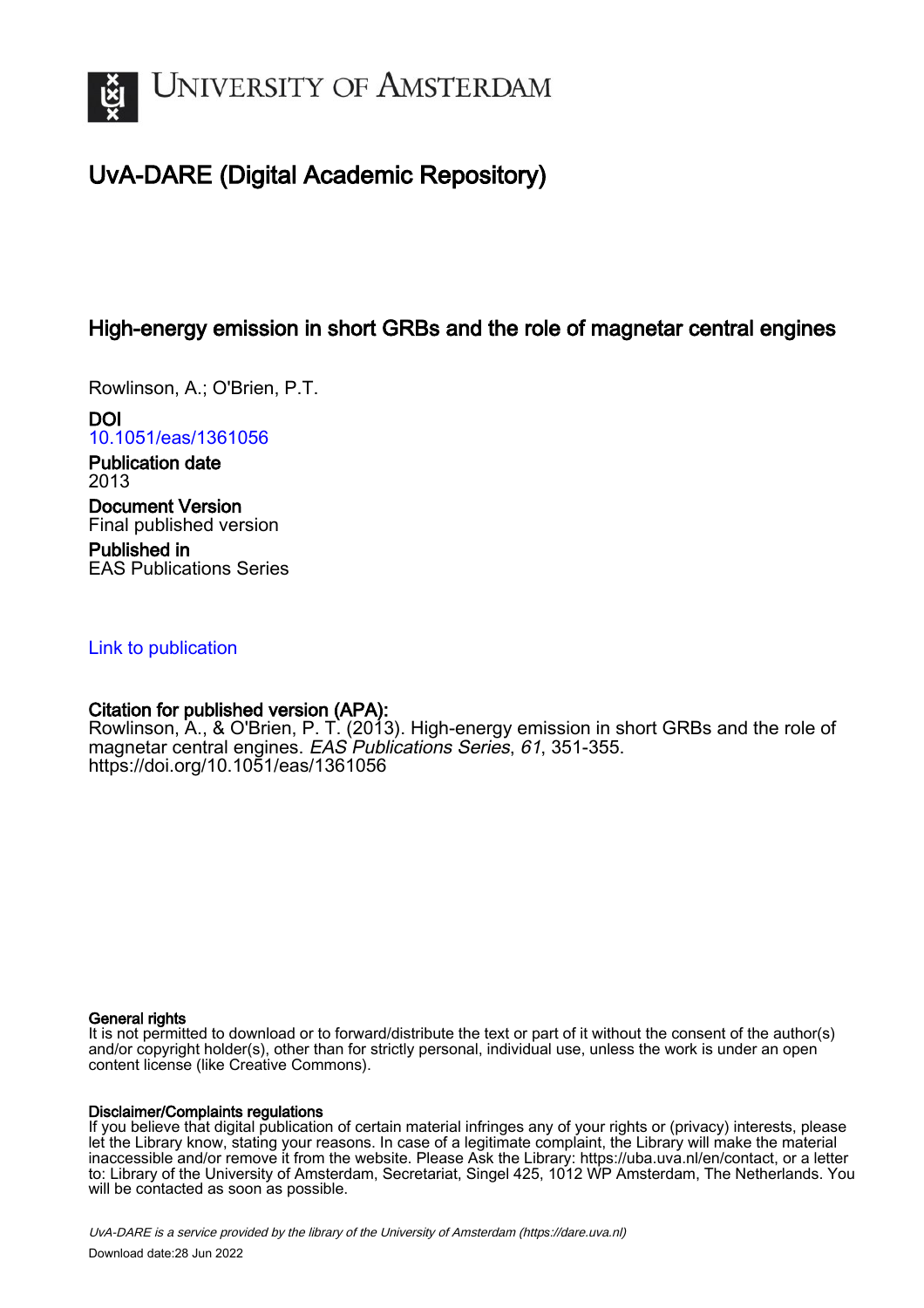# UvA-DARE (Digital Academic Repository)

## High-energy emission in short GRBs and the role of magnetar central engines

Rowlinson, A.; O'Brien, P.T.

**DOI**
10.1051/eas/1361056

**Publication date**
2013

**Document Version**
Final published version

**Published in**
EAS Publications Series

Link to publication

**Citation for published version (APA):**
Rowlinson, A., & O'Brien, P. T. (2013). High-energy emission in short GRBs and the role of magnetar central engines. *EAS Publications Series*, *61*, 351-355. https://doi.org/10.1051/eas/1361056

**General rights**
It is not permitted to download or to forward/distribute the text or part of it without the consent of the author(s) and/or copyright holder(s), other than for strictly personal, individual use, unless the work is under an open content license (like Creative Commons).

**Disclaimer/Complaints regulations**
If you believe that digital publication of certain material infringes any of your rights or (privacy) interests, please let the Library know, stating your reasons. In case of a legitimate complaint, the Library will make the material inaccessible and/or remove it from the website. Please Ask the Library: https://uba.uva.nl/en/contact, or a letter to: Library of the University of Amsterdam, Secretariat, Singel 425, 1012 WP Amsterdam, The Netherlands. You will be contacted as soon as possible.

*UvA-DARE is a service provided by the library of the University of Amsterdam (https://dare.uva.nl)*

Download date:28 Jun 2022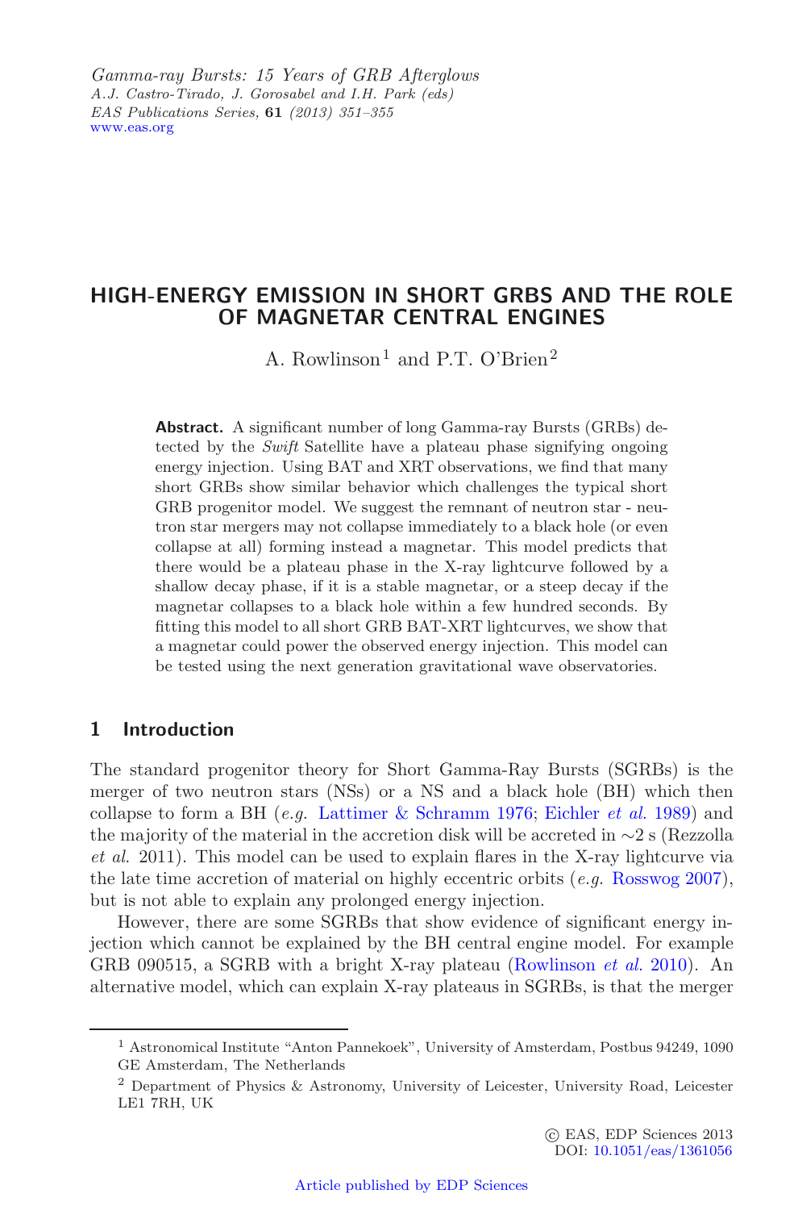Gamma-ray Bursts: 15 Years of GRB Afterglows
A.J. Castro-Tirado, J. Gorosabel and I.H. Park (eds)
EAS Publications Series, **61** (2013) 351–355
www.eas.org

# HIGH-ENERGY EMISSION IN SHORT GRBS AND THE ROLE OF MAGNETAR CENTRAL ENGINES

A. Rowlinson[1] and P.T. O'Brien[2]

**Abstract.** A significant number of long Gamma-ray Bursts (GRBs) detected by the *Swift* Satellite have a plateau phase signifying ongoing energy injection. Using BAT and XRT observations, we find that many short GRBs show similar behavior which challenges the typical short GRB progenitor model. We suggest the remnant of neutron star - neutron star mergers may not collapse immediately to a black hole (or even collapse at all) forming instead a magnetar. This model predicts that there would be a plateau phase in the X-ray lightcurve followed by a shallow decay phase, if it is a stable magnetar, or a steep decay if the magnetar collapses to a black hole within a few hundred seconds. By fitting this model to all short GRB BAT-XRT lightcurves, we show that a magnetar could power the observed energy injection. This model can be tested using the next generation gravitational wave observatories.

## 1 Introduction

The standard progenitor theory for Short Gamma-Ray Bursts (SGRBs) is the merger of two neutron stars (NSs) or a NS and a black hole (BH) which then collapse to form a BH (*e.g.* Lattimer & Schramm 1976; Eichler *et al.* 1989) and the majority of the material in the accretion disk will be accreted in $\sim$2 s (Rezzolla *et al.* 2011). This model can be used to explain flares in the X-ray lightcurve via the late time accretion of material on highly eccentric orbits (*e.g.* Rosswog 2007), but is not able to explain any prolonged energy injection.

However, there are some SGRBs that show evidence of significant energy injection which cannot be explained by the BH central engine model. For example GRB 090515, a SGRB with a bright X-ray plateau (Rowlinson *et al.* 2010). An alternative model, which can explain X-ray plateaus in SGRBs, is that the merger

[1] Astronomical Institute "Anton Pannekoek", University of Amsterdam, Postbus 94249, 1090 GE Amsterdam, The Netherlands

[2] Department of Physics & Astronomy, University of Leicester, University Road, Leicester LE1 7RH, UK

© EAS, EDP Sciences 2013
DOI: 10.1051/eas/1361056

Article published by EDP Sciences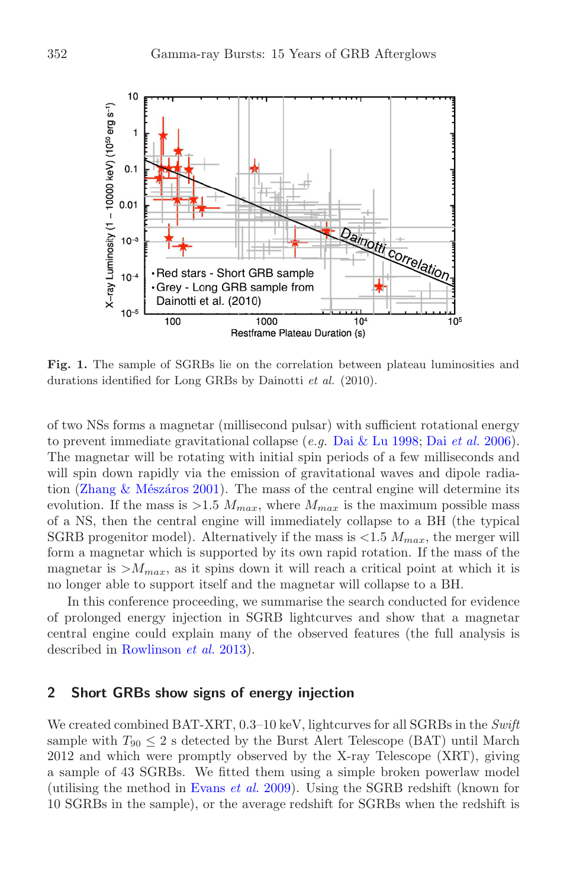Fig. 1. The sample of SGRBs lie on the correlation between plateau luminosities and durations identified for Long GRBs by Dainotti *et al.* (2010).

of two NSs forms a magnetar (millisecond pulsar) with sufficient rotational energy to prevent immediate gravitational collapse (*e.g.* Dai & Lu 1998; Dai *et al.* 2006). The magnetar will be rotating with initial spin periods of a few milliseconds and will spin down rapidly via the emission of gravitational waves and dipole radiation (Zhang & Mészáros 2001). The mass of the central engine will determine its evolution. If the mass is $>1.5\ M_{max}$, where $M_{max}$ is the maximum possible mass of a NS, then the central engine will immediately collapse to a BH (the typical SGRB progenitor model). Alternatively if the mass is $<1.5\ M_{max}$, the merger will form a magnetar which is supported by its own rapid rotation. If the mass of the magnetar is $>M_{max}$, as it spins down it will reach a critical point at which it is no longer able to support itself and the magnetar will collapse to a BH.

In this conference proceeding, we summarise the search conducted for evidence of prolonged energy injection in SGRB lightcurves and show that a magnetar central engine could explain many of the observed features (the full analysis is described in Rowlinson *et al.* 2013).

## 2 Short GRBs show signs of energy injection

We created combined BAT-XRT, 0.3–10 keV, lightcurves for all SGRBs in the *Swift* sample with $T_{90} \leq 2$ s detected by the Burst Alert Telescope (BAT) until March 2012 and which were promptly observed by the X-ray Telescope (XRT), giving a sample of 43 SGRBs. We fitted them using a simple broken powerlaw model (utilising the method in Evans *et al.* 2009). Using the SGRB redshift (known for 10 SGRBs in the sample), or the average redshift for SGRBs when the redshift is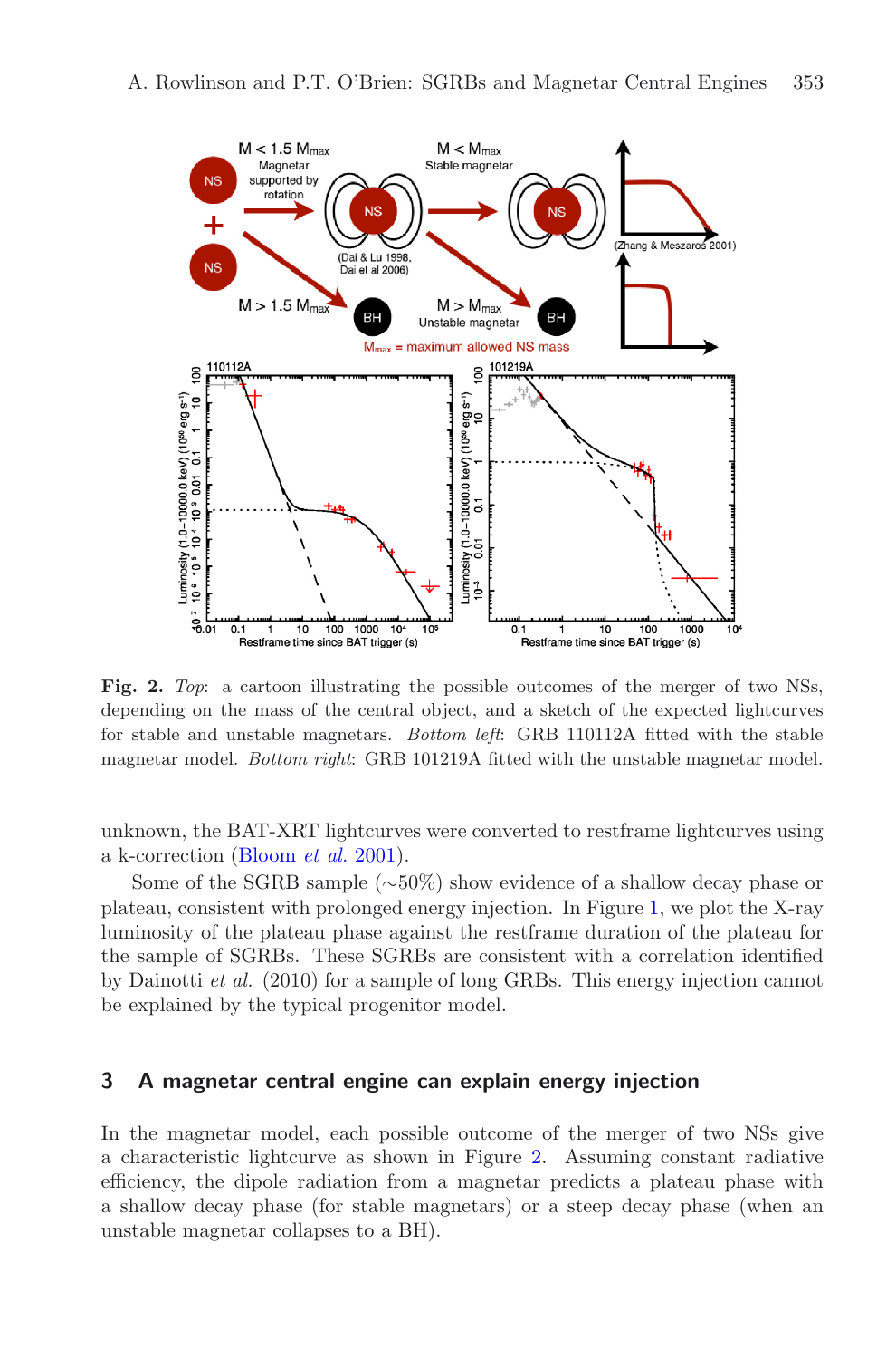**Fig. 2.** *Top*: a cartoon illustrating the possible outcomes of the merger of two NSs, depending on the mass of the central object, and a sketch of the expected lightcurves for stable and unstable magnetars. *Bottom left*: GRB 110112A fitted with the stable magnetar model. *Bottom right*: GRB 101219A fitted with the unstable magnetar model.

unknown, the BAT-XRT lightcurves were converted to restframe lightcurves using a k-correction (Bloom *et al.* 2001).

Some of the SGRB sample (∼50%) show evidence of a shallow decay phase or plateau, consistent with prolonged energy injection. In Figure 1, we plot the X-ray luminosity of the plateau phase against the restframe duration of the plateau for the sample of SGRBs. These SGRBs are consistent with a correlation identified by Dainotti *et al.* (2010) for a sample of long GRBs. This energy injection cannot be explained by the typical progenitor model.

## 3 A magnetar central engine can explain energy injection

In the magnetar model, each possible outcome of the merger of two NSs give a characteristic lightcurve as shown in Figure 2. Assuming constant radiative efficiency, the dipole radiation from a magnetar predicts a plateau phase with a shallow decay phase (for stable magnetars) or a steep decay phase (when an unstable magnetar collapses to a BH).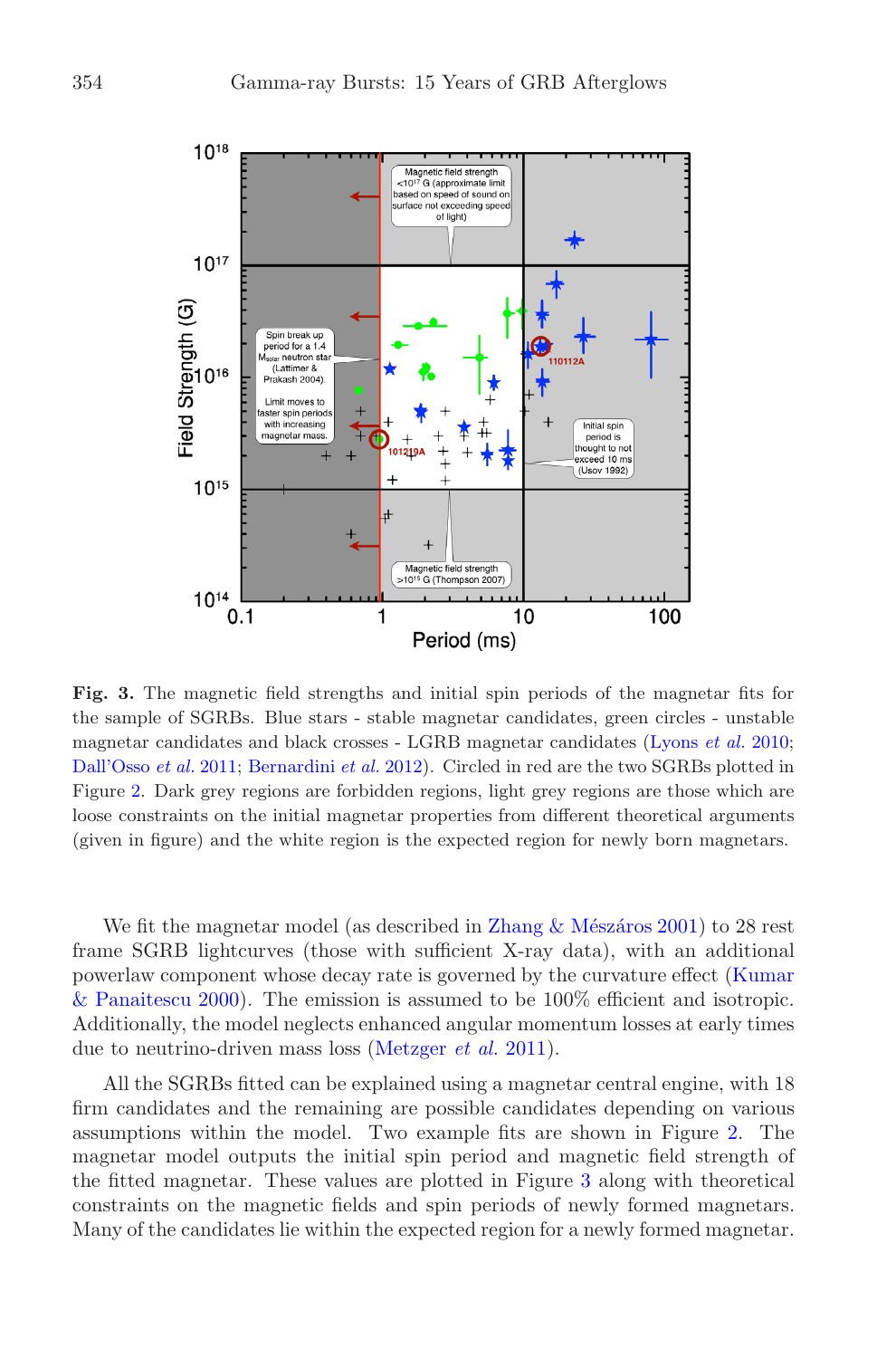**Fig. 3.** The magnetic field strengths and initial spin periods of the magnetar fits for the sample of SGRBs. Blue stars - stable magnetar candidates, green circles - unstable magnetar candidates and black crosses - LGRB magnetar candidates (Lyons *et al.* 2010; Dall'Osso *et al.* 2011; Bernardini *et al.* 2012). Circled in red are the two SGRBs plotted in Figure 2. Dark grey regions are forbidden regions, light grey regions are those which are loose constraints on the initial magnetar properties from different theoretical arguments (given in figure) and the white region is the expected region for newly born magnetars.

We fit the magnetar model (as described in Zhang & Mészáros 2001) to 28 rest frame SGRB lightcurves (those with sufficient X-ray data), with an additional powerlaw component whose decay rate is governed by the curvature effect (Kumar & Panaitescu 2000). The emission is assumed to be 100% efficient and isotropic. Additionally, the model neglects enhanced angular momentum losses at early times due to neutrino-driven mass loss (Metzger *et al.* 2011).

All the SGRBs fitted can be explained using a magnetar central engine, with 18 firm candidates and the remaining are possible candidates depending on various assumptions within the model. Two example fits are shown in Figure 2. The magnetar model outputs the initial spin period and magnetic field strength of the fitted magnetar. These values are plotted in Figure 3 along with theoretical constraints on the magnetic fields and spin periods of newly formed magnetars. Many of the candidates lie within the expected region for a newly formed magnetar.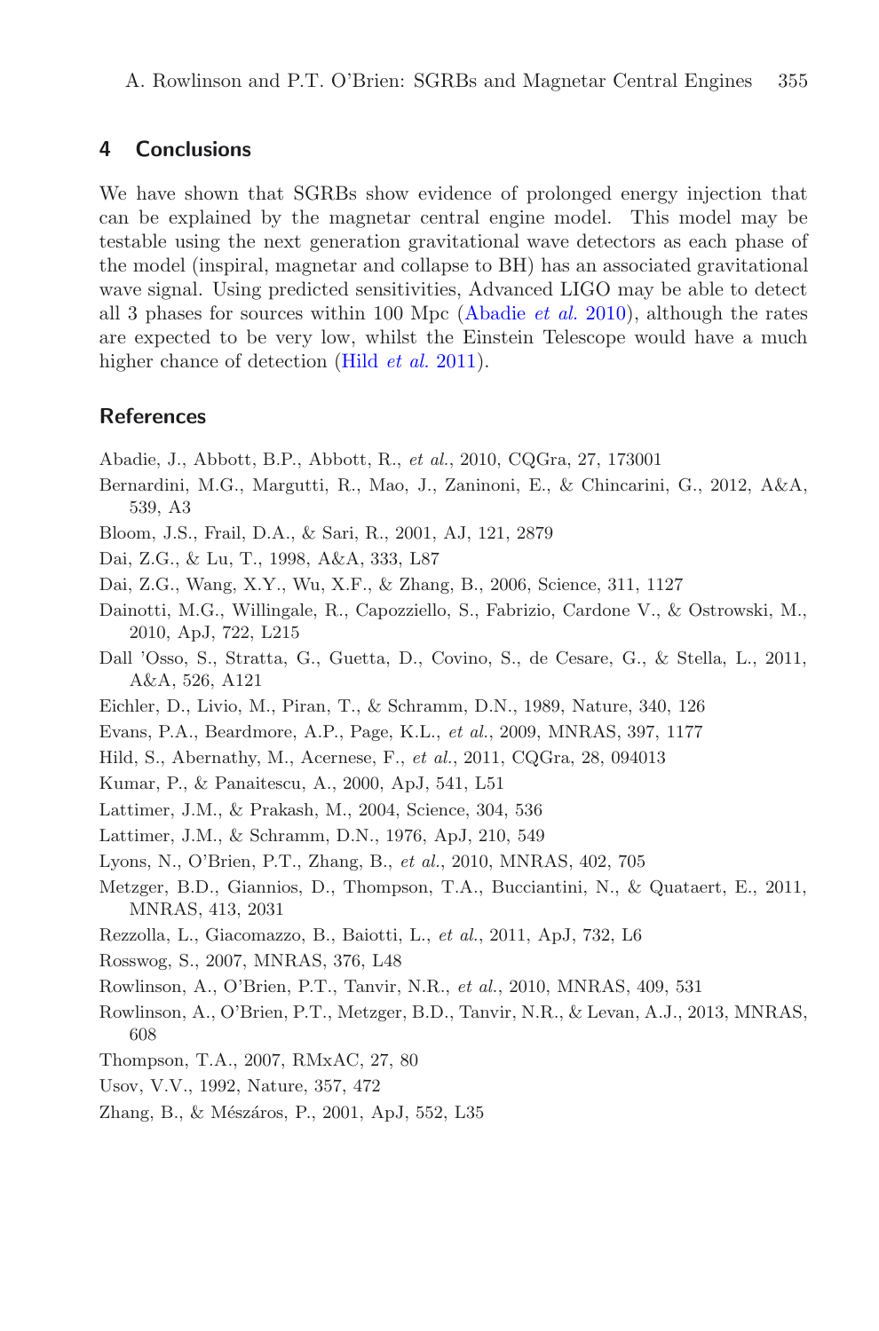## 4 Conclusions

We have shown that SGRBs show evidence of prolonged energy injection that can be explained by the magnetar central engine model. This model may be testable using the next generation gravitational wave detectors as each phase of the model (inspiral, magnetar and collapse to BH) has an associated gravitational wave signal. Using predicted sensitivities, Advanced LIGO may be able to detect all 3 phases for sources within 100 Mpc (Abadie *et al.* 2010), although the rates are expected to be very low, whilst the Einstein Telescope would have a much higher chance of detection (Hild *et al.* 2011).

## References

Abadie, J., Abbott, B.P., Abbott, R., *et al.*, 2010, CQGra, 27, 173001

Bernardini, M.G., Margutti, R., Mao, J., Zaninoni, E., & Chincarini, G., 2012, A&A, 539, A3

Bloom, J.S., Frail, D.A., & Sari, R., 2001, AJ, 121, 2879

Dai, Z.G., & Lu, T., 1998, A&A, 333, L87

Dai, Z.G., Wang, X.Y., Wu, X.F., & Zhang, B., 2006, Science, 311, 1127

Dainotti, M.G., Willingale, R., Capozziello, S., Fabrizio, Cardone V., & Ostrowski, M., 2010, ApJ, 722, L215

Dall 'Osso, S., Stratta, G., Guetta, D., Covino, S., de Cesare, G., & Stella, L., 2011, A&A, 526, A121

Eichler, D., Livio, M., Piran, T., & Schramm, D.N., 1989, Nature, 340, 126

Evans, P.A., Beardmore, A.P., Page, K.L., *et al.*, 2009, MNRAS, 397, 1177

Hild, S., Abernathy, M., Acernese, F., *et al.*, 2011, CQGra, 28, 094013

Kumar, P., & Panaitescu, A., 2000, ApJ, 541, L51

Lattimer, J.M., & Prakash, M., 2004, Science, 304, 536

Lattimer, J.M., & Schramm, D.N., 1976, ApJ, 210, 549

Lyons, N., O'Brien, P.T., Zhang, B., *et al.*, 2010, MNRAS, 402, 705

Metzger, B.D., Giannios, D., Thompson, T.A., Bucciantini, N., & Quataert, E., 2011, MNRAS, 413, 2031

Rezzolla, L., Giacomazzo, B., Baiotti, L., *et al.*, 2011, ApJ, 732, L6

Rosswog, S., 2007, MNRAS, 376, L48

Rowlinson, A., O'Brien, P.T., Tanvir, N.R., *et al.*, 2010, MNRAS, 409, 531

Rowlinson, A., O'Brien, P.T., Metzger, B.D., Tanvir, N.R., & Levan, A.J., 2013, MNRAS, 608

Thompson, T.A., 2007, RMxAC, 27, 80

Usov, V.V., 1992, Nature, 357, 472

Zhang, B., & Mészáros, P., 2001, ApJ, 552, L35